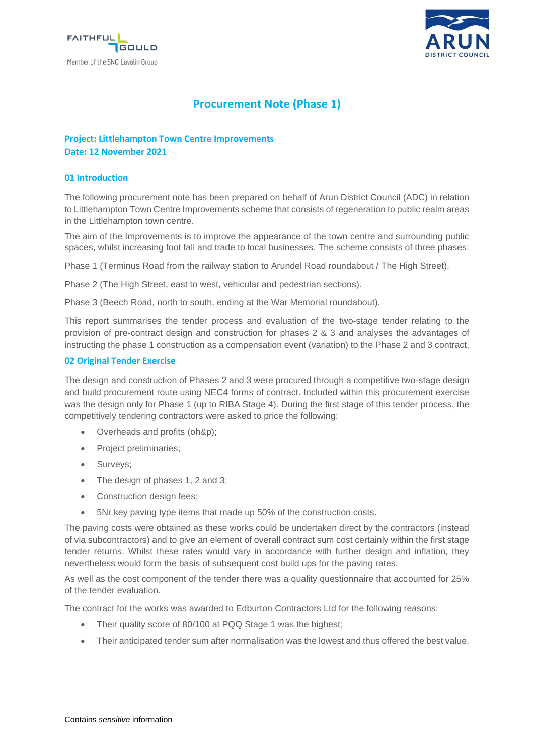FAITHFUL GOULD

Member of the SNC-Lavalin Group

ARUN DISTRICT COUNCIL

# Procurement Note (Phase 1)

**Project: Littlehampton Town Centre Improvements**
**Date: 12 November 2021**

## 01 Introduction

The following procurement note has been prepared on behalf of Arun District Council (ADC) in relation to Littlehampton Town Centre Improvements scheme that consists of regeneration to public realm areas in the Littlehampton town centre.

The aim of the Improvements is to improve the appearance of the town centre and surrounding public spaces, whilst increasing foot fall and trade to local businesses. The scheme consists of three phases:

Phase 1 (Terminus Road from the railway station to Arundel Road roundabout / The High Street).

Phase 2 (The High Street, east to west, vehicular and pedestrian sections).

Phase 3 (Beech Road, north to south, ending at the War Memorial roundabout).

This report summarises the tender process and evaluation of the two-stage tender relating to the provision of pre-contract design and construction for phases 2 & 3 and analyses the advantages of instructing the phase 1 construction as a compensation event (variation) to the Phase 2 and 3 contract.

## 02 Original Tender Exercise

The design and construction of Phases 2 and 3 were procured through a competitive two-stage design and build procurement route using NEC4 forms of contract. Included within this procurement exercise was the design only for Phase 1 (up to RIBA Stage 4). During the first stage of this tender process, the competitively tendering contractors were asked to price the following:

- Overheads and profits (oh&p);
- Project preliminaries;
- Surveys;
- The design of phases 1, 2 and 3;
- Construction design fees;
- 5Nr key paving type items that made up 50% of the construction costs.

The paving costs were obtained as these works could be undertaken direct by the contractors (instead of via subcontractors) and to give an element of overall contract sum cost certainly within the first stage tender returns. Whilst these rates would vary in accordance with further design and inflation, they nevertheless would form the basis of subsequent cost build ups for the paving rates.

As well as the cost component of the tender there was a quality questionnaire that accounted for 25% of the tender evaluation.

The contract for the works was awarded to Edburton Contractors Ltd for the following reasons:

- Their quality score of 80/100 at PQQ Stage 1 was the highest;
- Their anticipated tender sum after normalisation was the lowest and thus offered the best value.

Contains *sensitive* information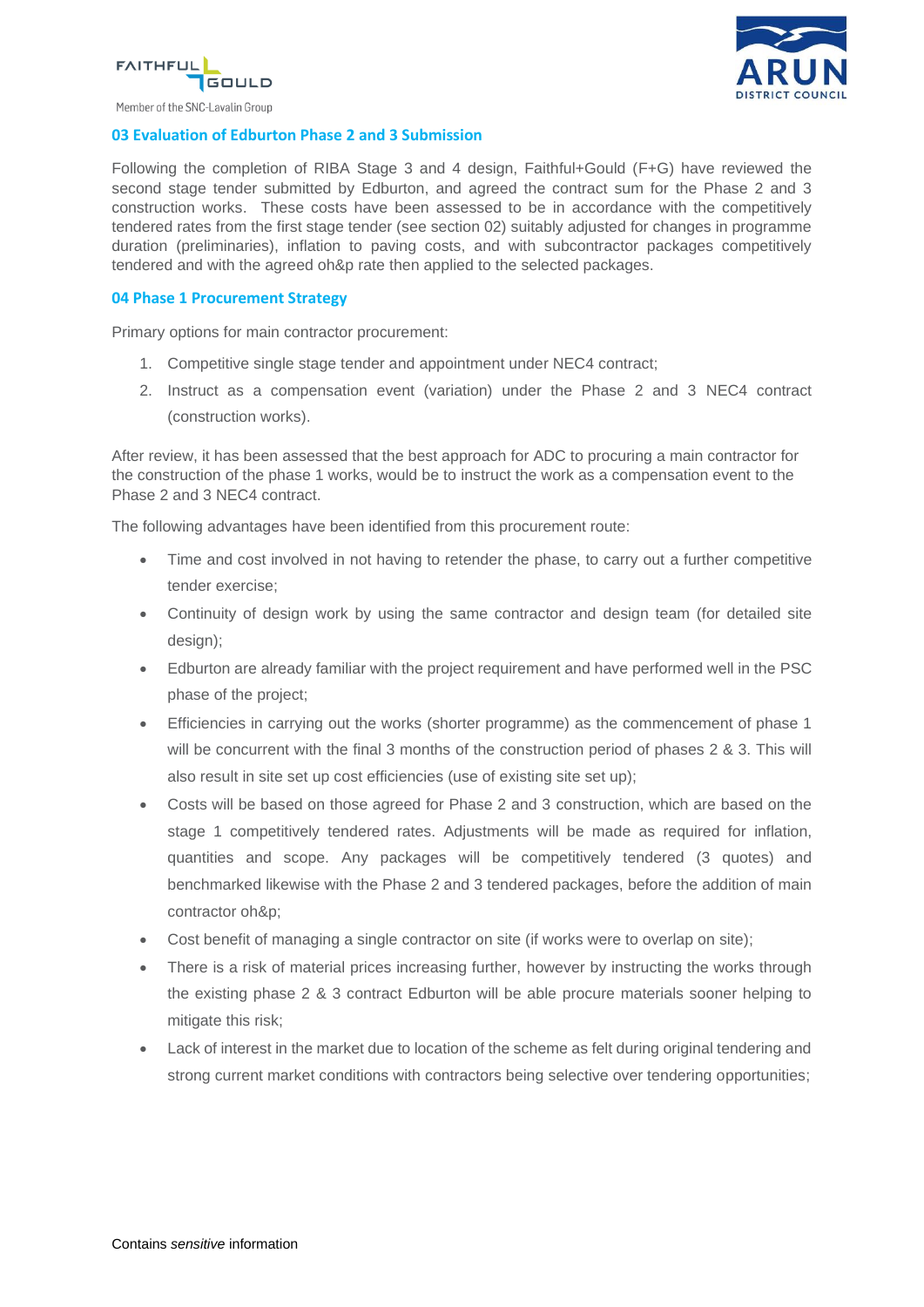## 03 Evaluation of Edburton Phase 2 and 3 Submission

Following the completion of RIBA Stage 3 and 4 design, Faithful+Gould (F+G) have reviewed the second stage tender submitted by Edburton, and agreed the contract sum for the Phase 2 and 3 construction works. These costs have been assessed to be in accordance with the competitively tendered rates from the first stage tender (see section 02) suitably adjusted for changes in programme duration (preliminaries), inflation to paving costs, and with subcontractor packages competitively tendered and with the agreed oh&p rate then applied to the selected packages.

## 04 Phase 1 Procurement Strategy

Primary options for main contractor procurement:

1. Competitive single stage tender and appointment under NEC4 contract;
2. Instruct as a compensation event (variation) under the Phase 2 and 3 NEC4 contract (construction works).

After review, it has been assessed that the best approach for ADC to procuring a main contractor for the construction of the phase 1 works, would be to instruct the work as a compensation event to the Phase 2 and 3 NEC4 contract.

The following advantages have been identified from this procurement route:

- Time and cost involved in not having to retender the phase, to carry out a further competitive tender exercise;
- Continuity of design work by using the same contractor and design team (for detailed site design);
- Edburton are already familiar with the project requirement and have performed well in the PSC phase of the project;
- Efficiencies in carrying out the works (shorter programme) as the commencement of phase 1 will be concurrent with the final 3 months of the construction period of phases 2 & 3. This will also result in site set up cost efficiencies (use of existing site set up);
- Costs will be based on those agreed for Phase 2 and 3 construction, which are based on the stage 1 competitively tendered rates. Adjustments will be made as required for inflation, quantities and scope. Any packages will be competitively tendered (3 quotes) and benchmarked likewise with the Phase 2 and 3 tendered packages, before the addition of main contractor oh&p;
- Cost benefit of managing a single contractor on site (if works were to overlap on site);
- There is a risk of material prices increasing further, however by instructing the works through the existing phase 2 & 3 contract Edburton will be able procure materials sooner helping to mitigate this risk;
- Lack of interest in the market due to location of the scheme as felt during original tendering and strong current market conditions with contractors being selective over tendering opportunities;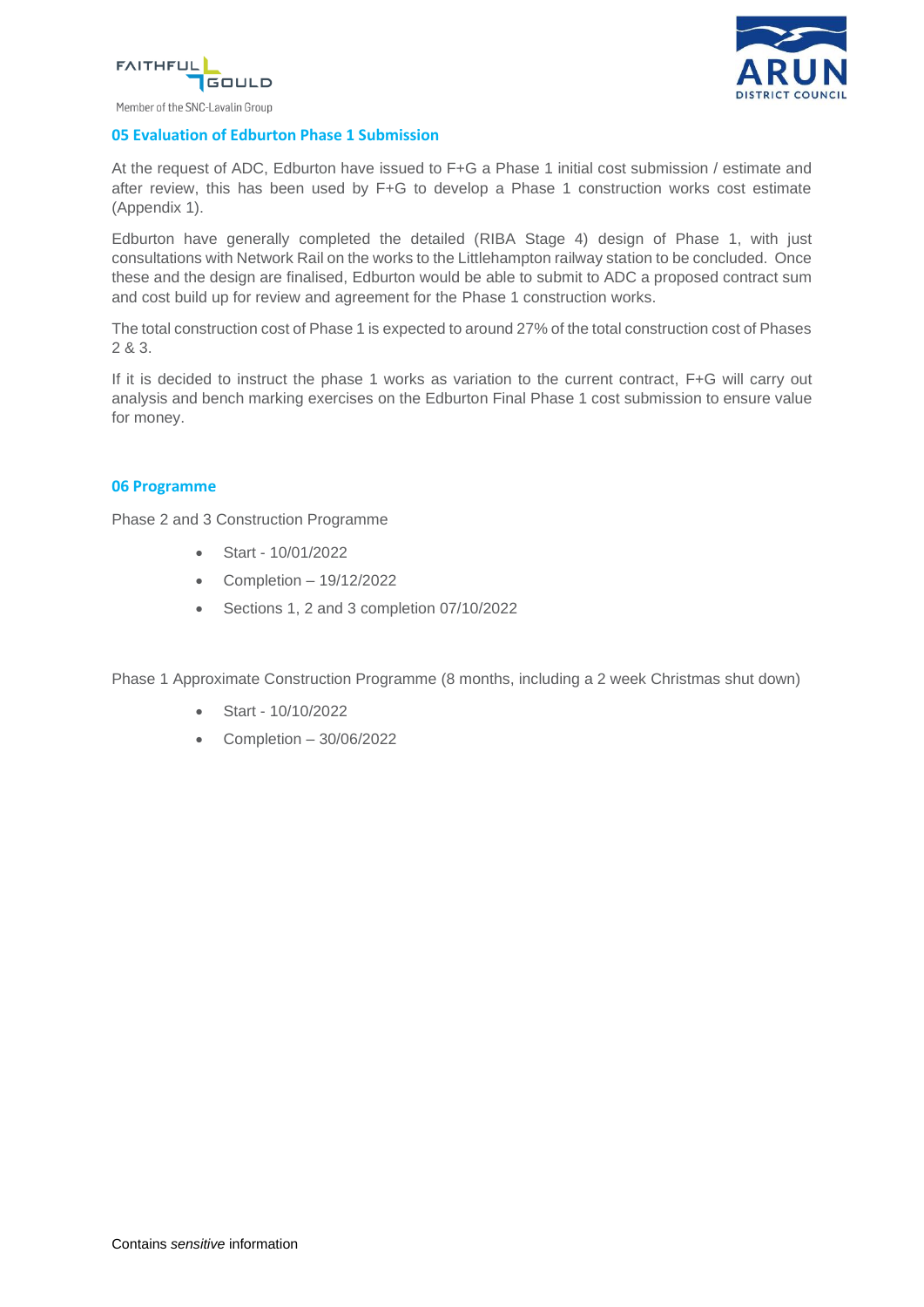## 05 Evaluation of Edburton Phase 1 Submission

At the request of ADC, Edburton have issued to F+G a Phase 1 initial cost submission / estimate and after review, this has been used by F+G to develop a Phase 1 construction works cost estimate (Appendix 1).

Edburton have generally completed the detailed (RIBA Stage 4) design of Phase 1, with just consultations with Network Rail on the works to the Littlehampton railway station to be concluded. Once these and the design are finalised, Edburton would be able to submit to ADC a proposed contract sum and cost build up for review and agreement for the Phase 1 construction works.

The total construction cost of Phase 1 is expected to around 27% of the total construction cost of Phases 2 & 3.

If it is decided to instruct the phase 1 works as variation to the current contract, F+G will carry out analysis and bench marking exercises on the Edburton Final Phase 1 cost submission to ensure value for money.

## 06 Programme

Phase 2 and 3 Construction Programme

- Start - 10/01/2022
- Completion – 19/12/2022
- Sections 1, 2 and 3 completion 07/10/2022

Phase 1 Approximate Construction Programme (8 months, including a 2 week Christmas shut down)

- Start - 10/10/2022
- Completion – 30/06/2022

Contains *sensitive* information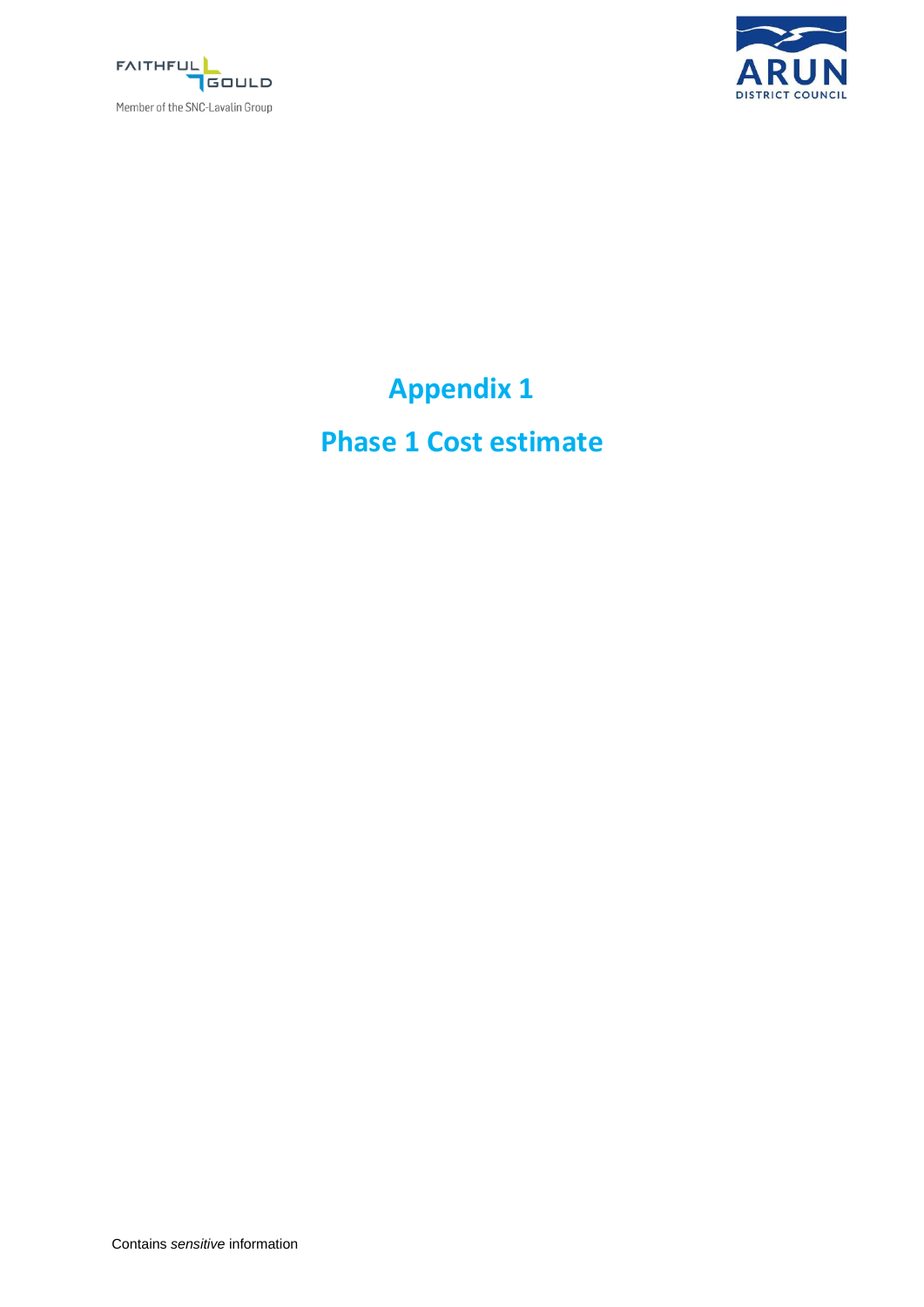# Appendix 1

# Phase 1 Cost estimate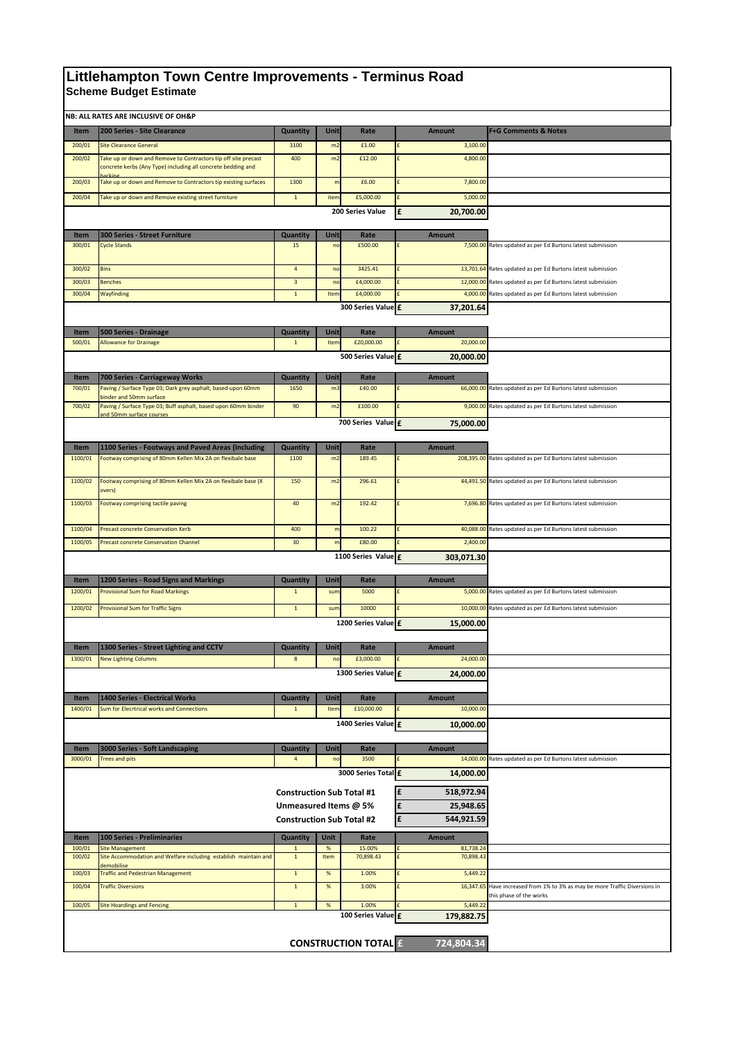# Littlehampton Town Centre Improvements - Terminus Road

## Scheme Budget Estimate

**NB: ALL RATES ARE INCLUSIVE OF OH&P**

| Item | 200 Series - Site Clearance | Quantity | Unit | Rate | Amount | F+G Comments & Notes |
|---|---|---|---|---|---|---|
| 200/01 | Site Clearance General | 3100 | m2 | £1.00 | £ 3,100.00 | |
| 200/02 | Take up or down and Remove to Contractors tip off site precast concrete kerbs (Any Type) including all concrete bedding and backing | 400 | m2 | £12.00 | £ 4,800.00 | |
| 200/03 | Take up or down and Remove to Contractors tip existing surfaces | 1300 | m | £6.00 | £ 7,800.00 | |
| 200/04 | Take up or down and Remove existing street furniture | 1 | item | £5,000.00 | £ 5,000.00 | |
| | | | | **200 Series Value** | **£ 20,700.00** | |

| Item | 300 Series - Street Furniture | Quantity | Unit | Rate | Amount | |
|---|---|---|---|---|---|---|
| 300/01 | Cycle Stands | 15 | no | £500.00 | £ 7,500.00 | Rates updated as per Ed Burtons latest submission |
| 300/02 | Bins | 4 | no | 3425.41 | £ 13,701.64 | Rates updated as per Ed Burtons latest submission |
| 300/03 | Benches | 3 | no | £4,000.00 | £ 12,000.00 | Rates updated as per Ed Burtons latest submission |
| 300/04 | Wayfinding | 1 | Item | £4,000.00 | £ 4,000.00 | Rates updated as per Ed Burtons latest submission |
| | | | | **300 Series Value** | **£ 37,201.64** | |

| Item | 500 Series - Drainage | Quantity | Unit | Rate | Amount | |
|---|---|---|---|---|---|---|
| 500/01 | Allowance for Drainage | 1 | Item | £20,000.00 | £ 20,000.00 | |
| | | | | **500 Series Value** | **£ 20,000.00** | |

| Item | 700 Series - Carriageway Works | Quantity | Unit | Rate | Amount | |
|---|---|---|---|---|---|---|
| 700/01 | Paving / Surface Type 03; Dark grey asphalt, based upon 60mm binder and 50mm surface | 1650 | m3 | £40.00 | £ 66,000.00 | Rates updated as per Ed Burtons latest submission |
| 700/02 | Paving / Surface Type 03; Buff asphalt, based upon 60mm binder and 50mm surface courses | 90 | m2 | £100.00 | £ 9,000.00 | Rates updated as per Ed Burtons latest submission |
| | | | | **700 Series Value** | **£ 75,000.00** | |

| Item | 1100 Series - Footways and Paved Areas (Including | Quantity | Unit | Rate | Amount | |
|---|---|---|---|---|---|---|
| 1100/01 | Footway comprising of 80mm Kellen Mix 2A on flexibale base | 1100 | m2 | 189.45 | £ 208,395.00 | Rates updated as per Ed Burtons latest submission |
| 1100/02 | Footway comprising of 80mm Kellen Mix 2A on flexibale base (X overs) | 150 | m2 | 296.61 | £ 44,491.50 | Rates updated as per Ed Burtons latest submission |
| 1100/03 | Footway comprising tactile paving | 40 | m2 | 192.42 | £ 7,696.80 | Rates updated as per Ed Burtons latest submission |
| 1100/04 | Precast concrete Conservation Kerb | 400 | m | 100.22 | £ 40,088.00 | Rates updated as per Ed Burtons latest submission |
| 1100/05 | Precast concrete Conservation Channel | 30 | m | £80.00 | £ 2,400.00 | |
| | | | | **1100 Series Value** | **£ 303,071.30** | |

| Item | 1200 Series - Road Signs and Markings | Quantity | Unit | Rate | Amount | |
|---|---|---|---|---|---|---|
| 1200/01 | Provisional Sum for Road Markings | 1 | sum | 5000 | £ 5,000.00 | Rates updated as per Ed Burtons latest submission |
| 1200/02 | Provisional Sum for Traffic Signs | 1 | sum | 10000 | £ 10,000.00 | Rates updated as per Ed Burtons latest submission |
| | | | | **1200 Series Value** | **£ 15,000.00** | |

| Item | 1300 Series - Street Lighting and CCTV | Quantity | Unit | Rate | Amount | |
|---|---|---|---|---|---|---|
| 1300/01 | New Lighting Columns | 8 | no | £3,000.00 | £ 24,000.00 | |
| | | | | **1300 Series Value** | **£ 24,000.00** | |

| Item | 1400 Series - Electrical Works | Quantity | Unit | Rate | Amount | |
|---|---|---|---|---|---|---|
| 1400/01 | Sum for Elecrtrical works and Connections | 1 | Item | £10,000.00 | £ 10,000.00 | |
| | | | | **1400 Series Value** | **£ 10,000.00** | |

| Item | 3000 Series - Soft Landscaping | Quantity | Unit | Rate | Amount | |
|---|---|---|---|---|---|---|
| 3000/01 | Trees and pits | 4 | no | 3500 | £ 14,000.00 | Rates updated as per Ed Burtons latest submission |
| | | | | **3000 Series Total** | **£ 14,000.00** | |

| | |
|---|---|
| **Construction Sub Total #1** | **£ 518,972.94** |
| **Unmeasured Items @ 5%** | **£ 25,948.65** |
| **Construction Sub Total #2** | **£ 544,921.59** |

| Item | 100 Series - Preliminaries | Quantity | Unit | Rate | Amount | |
|---|---|---|---|---|---|---|
| 100/01 | Site Management | 1 | % | 15.00% | £ 81,738.24 | |
| 100/02 | Site Accommodation and Welfare including establish maintain and demobilise | 1 | Item | 70,898.43 | £ 70,898.43 | |
| 100/03 | Traffic and Pedestrian Management | 1 | % | 1.00% | £ 5,449.22 | |
| 100/04 | Traffic Diversions | 1 | % | 3.00% | £ 16,347.65 | Have increased from 1% to 3% as may be more Traffic Diversions in this phase of the works |
| 100/05 | Site Hoardings and Fencing | 1 | % | 1.00% | £ 5,449.22 | |
| | | | | **100 Series Value** | **£ 179,882.75** | |

**CONSTRUCTION TOTAL £ 724,804.34**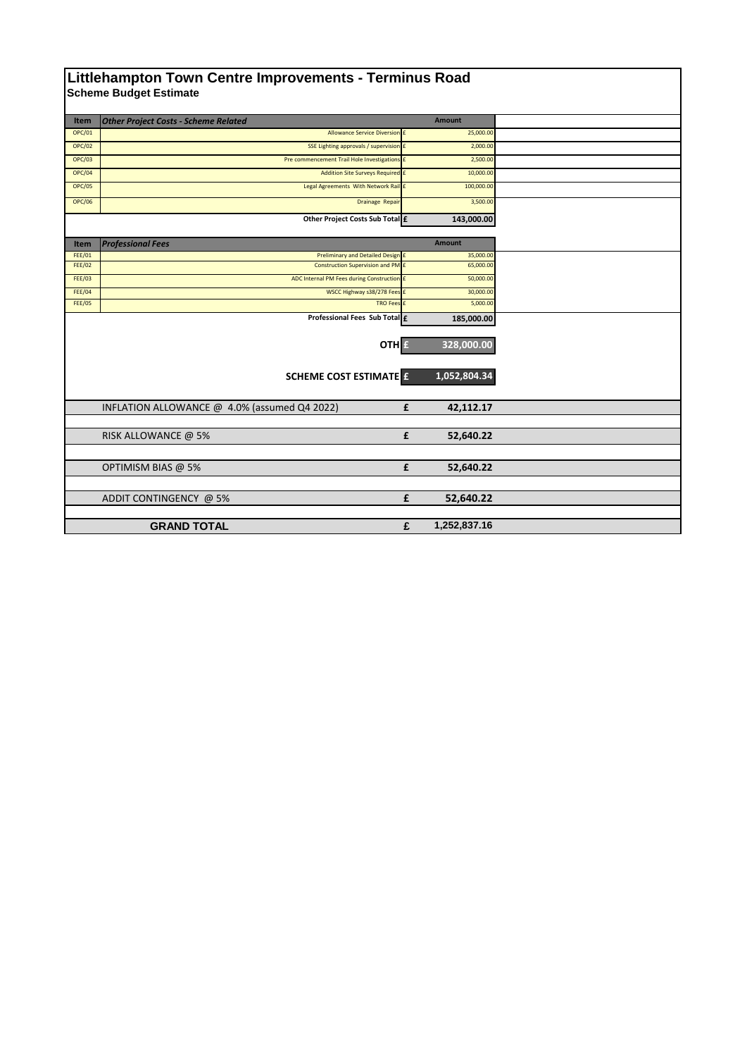# Littlehampton Town Centre Improvements - Terminus Road

## Scheme Budget Estimate

| Item | *Other Project Costs - Scheme Related* | | Amount |
|---|---|---|---|
| OPC/01 | Allowance Service Diversion | £ | 25,000.00 |
| OPC/02 | SSE Lighting approvals / supervision | £ | 2,000.00 |
| OPC/03 | Pre commencement Trail Hole Investigations | £ | 2,500.00 |
| OPC/04 | Addition Site Surveys Required | £ | 10,000.00 |
| OPC/05 | Legal Agreements With Network Rail | £ | 100,000.00 |
| OPC/06 | Drainage Repair | | 3,500.00 |
| | **Other Project Costs Sub Total** | **£** | **143,000.00** |

| Item | *Professional Fees* | | Amount |
|---|---|---|---|
| FEE/01 | Preliminary and Detailed Design | £ | 35,000.00 |
| FEE/02 | Construction Supervision and PM | £ | 65,000.00 |
| FEE/03 | ADC Internal PM Fees during Construction | £ | 50,000.00 |
| FEE/04 | WSCC Highway s38/278 Fees | £ | 30,000.00 |
| FEE/05 | TRO Fees | £ | 5,000.00 |
| | **Professional Fees Sub Total** | **£** | **185,000.00** |

| | | |
|---|---|---|
| **OTH** | **£** | **328,000.00** |
| **SCHEME COST ESTIMATE** | **£** | **1,052,804.34** |
| INFLATION ALLOWANCE @ 4.0% (assumed Q4 2022) | **£** | **42,112.17** |
| RISK ALLOWANCE @ 5% | **£** | **52,640.22** |
| OPTIMISM BIAS @ 5% | **£** | **52,640.22** |
| ADDIT CONTINGENCY @ 5% | **£** | **52,640.22** |
| **GRAND TOTAL** | **£** | **1,252,837.16** |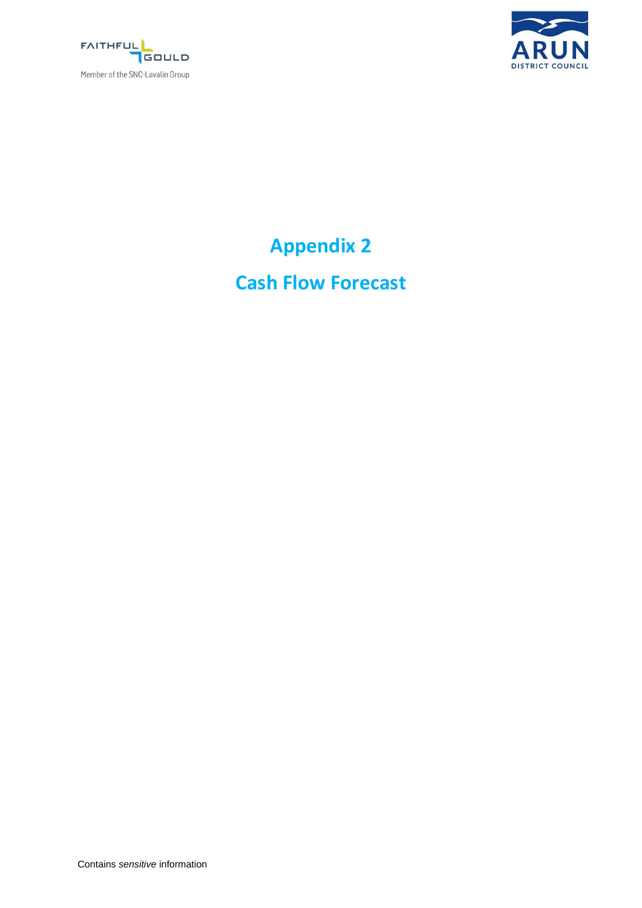# Appendix 2

## Cash Flow Forecast

Contains *sensitive* information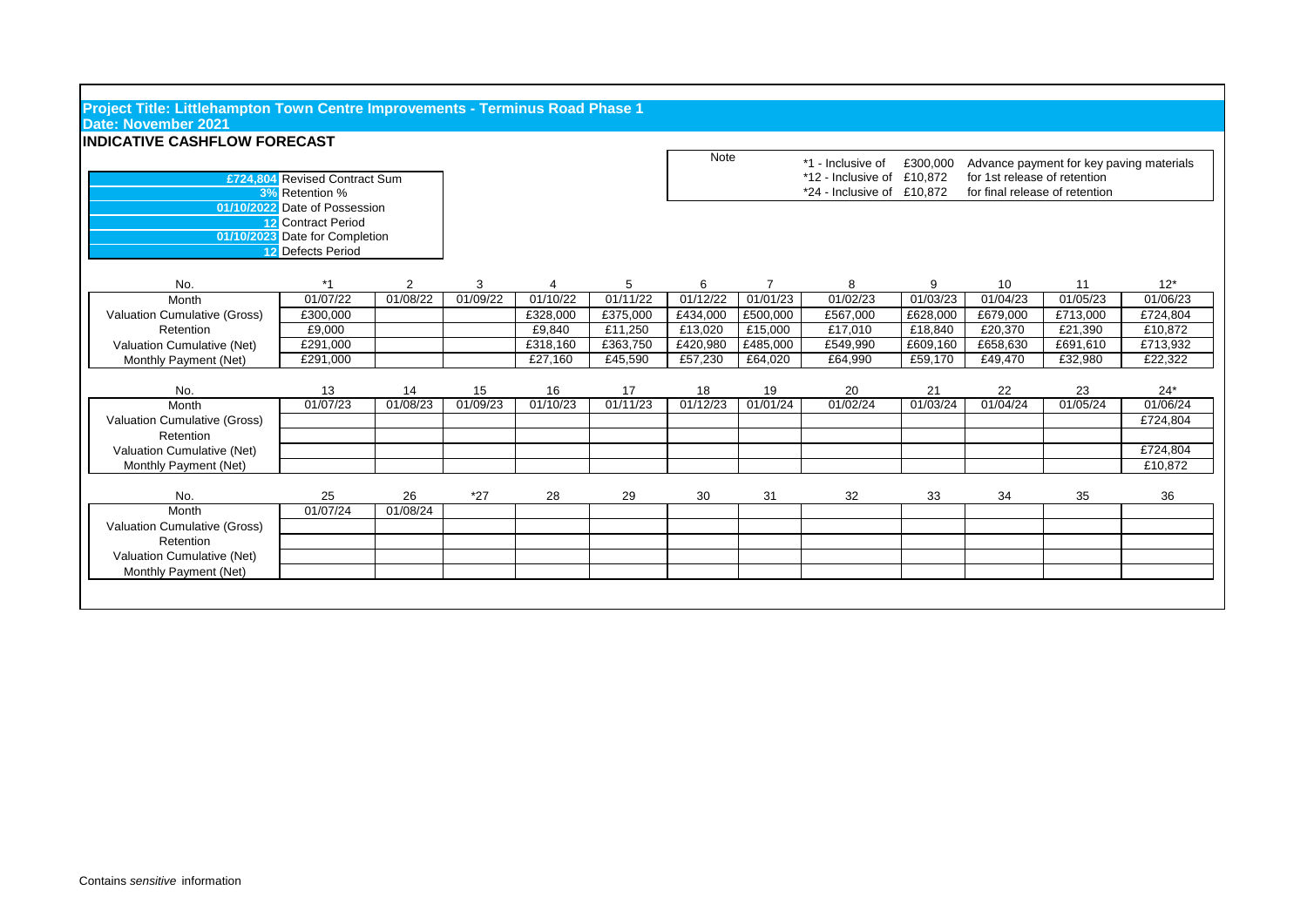**Project Title: Littlehampton Town Centre Improvements - Terminus Road Phase 1**
**Date: November 2021**

## INDICATIVE CASHFLOW FORECAST

| | |
|---|---|
| £724,804 | Revised Contract Sum |
| 3% | Retention % |
| 01/10/2022 | Date of Possession |
| 12 | Contract Period |
| 01/10/2023 | Date for Completion |
| 12 | Defects Period |

Note

| | | |
|---|---|---|
| *1 - Inclusive of | £300,000 | Advance payment for key paving materials |
| *12 - Inclusive of | £10,872 | for 1st release of retention |
| *24 - Inclusive of | £10,872 | for final release of retention |

| No. | *1 | 2 | 3 | 4 | 5 | 6 | 7 | 8 | 9 | 10 | 11 | 12* |
|---|---|---|---|---|---|---|---|---|---|---|---|---|
| Month | 01/07/22 | 01/08/22 | 01/09/22 | 01/10/22 | 01/11/22 | 01/12/22 | 01/01/23 | 01/02/23 | 01/03/23 | 01/04/23 | 01/05/23 | 01/06/23 |
| Valuation Cumulative (Gross) | £300,000 | | | £328,000 | £375,000 | £434,000 | £500,000 | £567,000 | £628,000 | £679,000 | £713,000 | £724,804 |
| Retention | £9,000 | | | £9,840 | £11,250 | £13,020 | £15,000 | £17,010 | £18,840 | £20,370 | £21,390 | £10,872 |
| Valuation Cumulative (Net) | £291,000 | | | £318,160 | £363,750 | £420,980 | £485,000 | £549,990 | £609,160 | £658,630 | £691,610 | £713,932 |
| Monthly Payment (Net) | £291,000 | | | £27,160 | £45,590 | £57,230 | £64,020 | £64,990 | £59,170 | £49,470 | £32,980 | £22,322 |

| No. | 13 | 14 | 15 | 16 | 17 | 18 | 19 | 20 | 21 | 22 | 23 | 24* |
|---|---|---|---|---|---|---|---|---|---|---|---|---|
| Month | 01/07/23 | 01/08/23 | 01/09/23 | 01/10/23 | 01/11/23 | 01/12/23 | 01/01/24 | 01/02/24 | 01/03/24 | 01/04/24 | 01/05/24 | 01/06/24 |
| Valuation Cumulative (Gross) | | | | | | | | | | | | £724,804 |
| Retention | | | | | | | | | | | | |
| Valuation Cumulative (Net) | | | | | | | | | | | | £724,804 |
| Monthly Payment (Net) | | | | | | | | | | | | £10,872 |

| No. | 25 | 26 | *27 | 28 | 29 | 30 | 31 | 32 | 33 | 34 | 35 | 36 |
|---|---|---|---|---|---|---|---|---|---|---|---|---|
| Month | 01/07/24 | 01/08/24 | | | | | | | | | | |
| Valuation Cumulative (Gross) | | | | | | | | | | | | |
| Retention | | | | | | | | | | | | |
| Valuation Cumulative (Net) | | | | | | | | | | | | |
| Monthly Payment (Net) | | | | | | | | | | | | |

Contains *sensitive* information